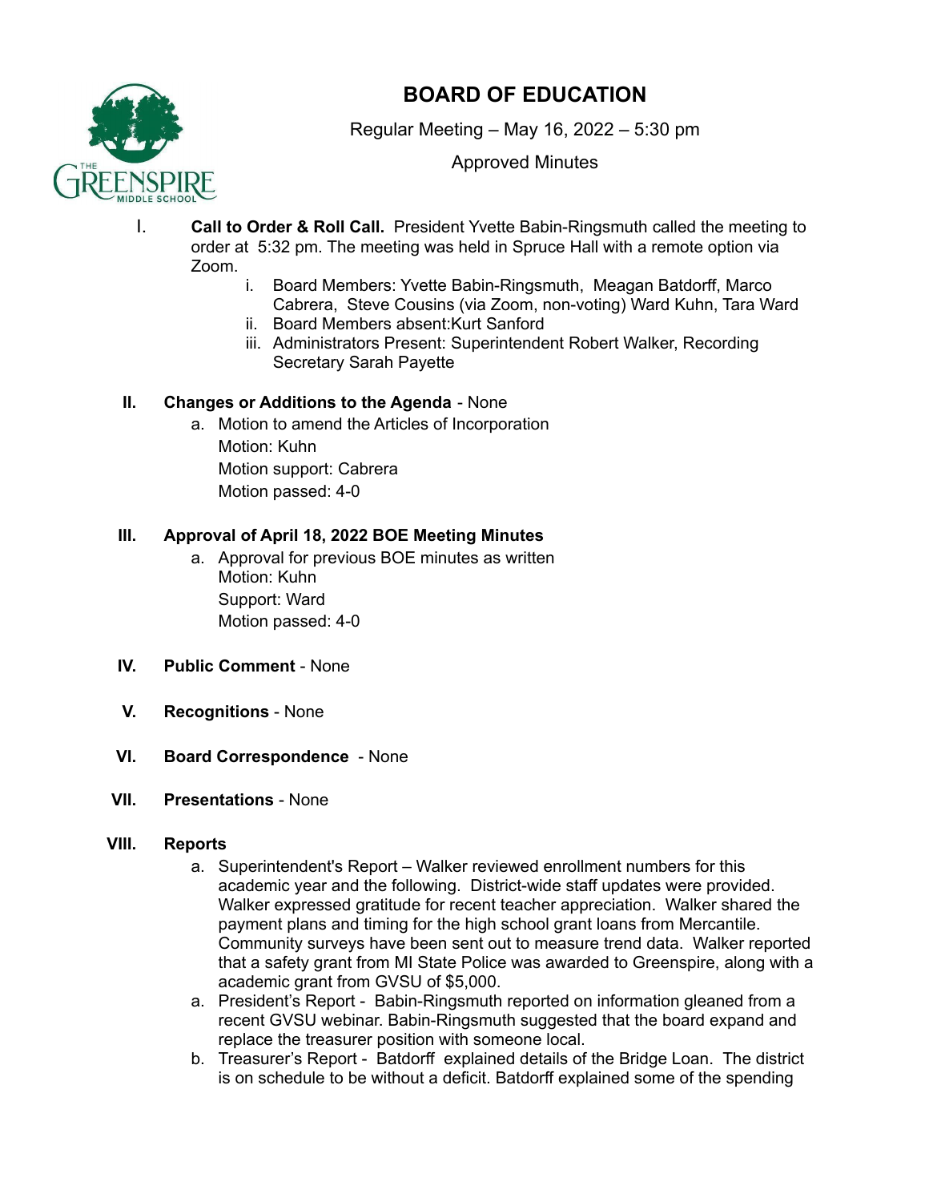# BOARD OF EDUCATION

Regular Meeting – May 16, 2022 – 5:30 pm

Approved Minutes

I. **Call to Order & Roll Call.** President Yvette Babin-Ringsmuth called the meeting to order at 5:32 pm. The meeting was held in Spruce Hall with a remote option via Zoom.
   i. Board Members: Yvette Babin-Ringsmuth, Meagan Batdorff, Marco Cabrera, Steve Cousins (via Zoom, non-voting) Ward Kuhn, Tara Ward
   ii. Board Members absent:Kurt Sanford
   iii. Administrators Present: Superintendent Robert Walker, Recording Secretary Sarah Payette

II. **Changes or Additions to the Agenda** - None
   a. Motion to amend the Articles of Incorporation
      Motion: Kuhn
      Motion support: Cabrera
      Motion passed: 4-0

III. **Approval of April 18, 2022 BOE Meeting Minutes**
   a. Approval for previous BOE minutes as written
      Motion: Kuhn
      Support: Ward
      Motion passed: 4-0

IV. **Public Comment** - None

V. **Recognitions** - None

VI. **Board Correspondence** - None

VII. **Presentations** - None

VIII. **Reports**
   a. Superintendent's Report – Walker reviewed enrollment numbers for this academic year and the following. District-wide staff updates were provided. Walker expressed gratitude for recent teacher appreciation. Walker shared the payment plans and timing for the high school grant loans from Mercantile. Community surveys have been sent out to measure trend data. Walker reported that a safety grant from MI State Police was awarded to Greenspire, along with a academic grant from GVSU of $5,000.
   a. President's Report - Babin-Ringsmuth reported on information gleaned from a recent GVSU webinar. Babin-Ringsmuth suggested that the board expand and replace the treasurer position with someone local.
   b. Treasurer's Report - Batdorff explained details of the Bridge Loan. The district is on schedule to be without a deficit. Batdorff explained some of the spending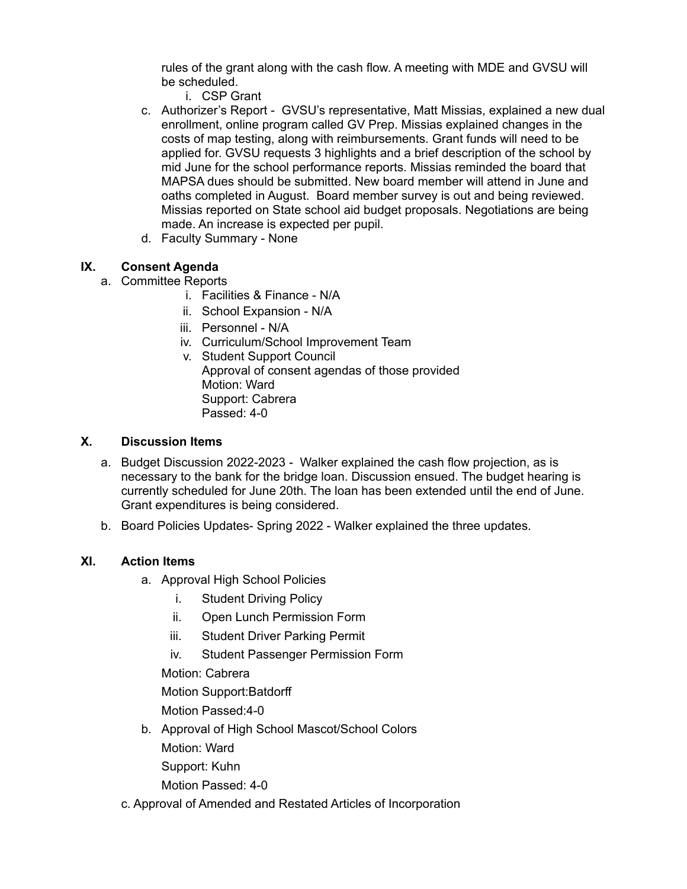rules of the grant along with the cash flow. A meeting with MDE and GVSU will be scheduled.

   i. CSP Grant

c. Authorizer's Report - GVSU's representative, Matt Missias, explained a new dual enrollment, online program called GV Prep. Missias explained changes in the costs of map testing, along with reimbursements. Grant funds will need to be applied for. GVSU requests 3 highlights and a brief description of the school by mid June for the school performance reports. Missias reminded the board that MAPSA dues should be submitted. New board member will attend in June and oaths completed in August. Board member survey is out and being reviewed. Missias reported on State school aid budget proposals. Negotiations are being made. An increase is expected per pupil.

d. Faculty Summary - None

## IX. Consent Agenda

a. Committee Reports

   i. Facilities & Finance - N/A
   ii. School Expansion - N/A
   iii. Personnel - N/A
   iv. Curriculum/School Improvement Team
   v. Student Support Council

      Approval of consent agendas of those provided
      Motion: Ward
      Support: Cabrera
      Passed: 4-0

## X. Discussion Items

a. Budget Discussion 2022-2023 - Walker explained the cash flow projection, as is necessary to the bank for the bridge loan. Discussion ensued. The budget hearing is currently scheduled for June 20th. The loan has been extended until the end of June. Grant expenditures is being considered.

b. Board Policies Updates- Spring 2022 - Walker explained the three updates.

## XI. Action Items

a. Approval High School Policies

   i. Student Driving Policy
   ii. Open Lunch Permission Form
   iii. Student Driver Parking Permit
   iv. Student Passenger Permission Form

   Motion: Cabrera
   Motion Support:Batdorff
   Motion Passed:4-0

b. Approval of High School Mascot/School Colors

   Motion: Ward
   Support: Kuhn
   Motion Passed: 4-0

c. Approval of Amended and Restated Articles of Incorporation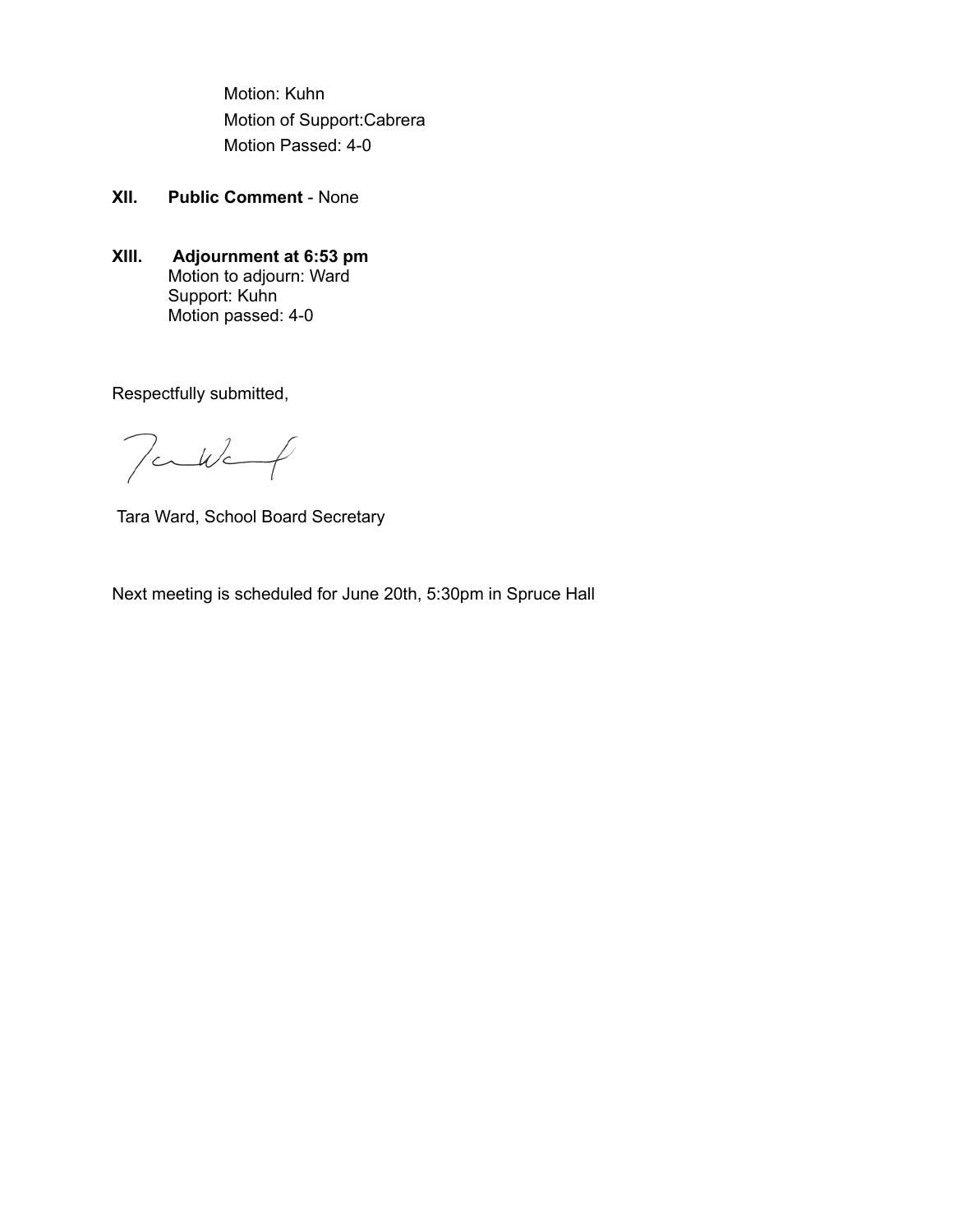Motion: Kuhn
Motion of Support:Cabrera
Motion Passed: 4-0

**XII. Public Comment** - None

**XIII. Adjournment at 6:53 pm**
Motion to adjourn: Ward
Support: Kuhn
Motion passed: 4-0

Respectfully submitted,

Tara Ward, School Board Secretary

Next meeting is scheduled for June 20th, 5:30pm in Spruce Hall